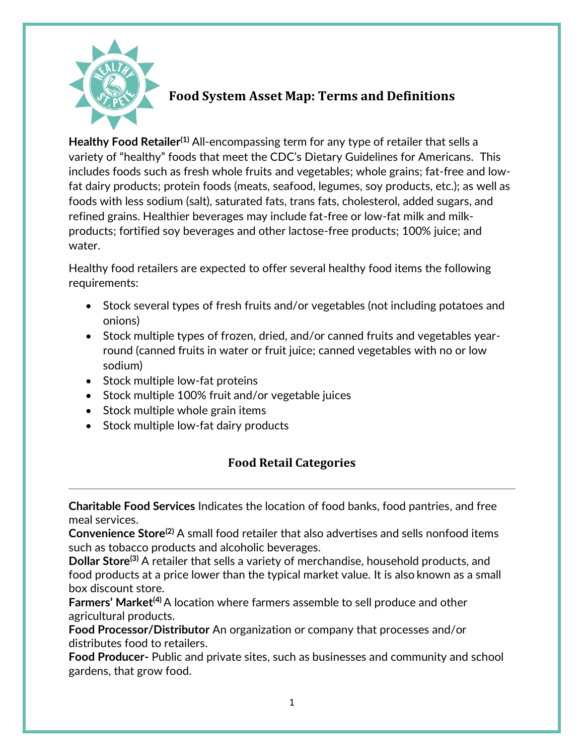# Food System Asset Map: Terms and Definitions

**Healthy Food Retailer**[1] All-encompassing term for any type of retailer that sells a variety of "healthy" foods that meet the CDC's Dietary Guidelines for Americans. This includes foods such as fresh whole fruits and vegetables; whole grains; fat-free and low-fat dairy products; protein foods (meats, seafood, legumes, soy products, etc.); as well as foods with less sodium (salt), saturated fats, trans fats, cholesterol, added sugars, and refined grains. Healthier beverages may include fat-free or low-fat milk and milk-products; fortified soy beverages and other lactose-free products; 100% juice; and water.

Healthy food retailers are expected to offer several healthy food items the following requirements:

- Stock several types of fresh fruits and/or vegetables (not including potatoes and onions)
- Stock multiple types of frozen, dried, and/or canned fruits and vegetables year-round (canned fruits in water or fruit juice; canned vegetables with no or low sodium)
- Stock multiple low-fat proteins
- Stock multiple 100% fruit and/or vegetable juices
- Stock multiple whole grain items
- Stock multiple low-fat dairy products

## Food Retail Categories

---

**Charitable Food Services** Indicates the location of food banks, food pantries, and free meal services.
**Convenience Store**[2] A small food retailer that also advertises and sells nonfood items such as tobacco products and alcoholic beverages.
**Dollar Store**[3] A retailer that sells a variety of merchandise, household products, and food products at a price lower than the typical market value. It is also known as a small box discount store.
**Farmers' Market**[4] A location where farmers assemble to sell produce and other agricultural products.
**Food Processor/Distributor** An organization or company that processes and/or distributes food to retailers.
**Food Producer-** Public and private sites, such as businesses and community and school gardens, that grow food.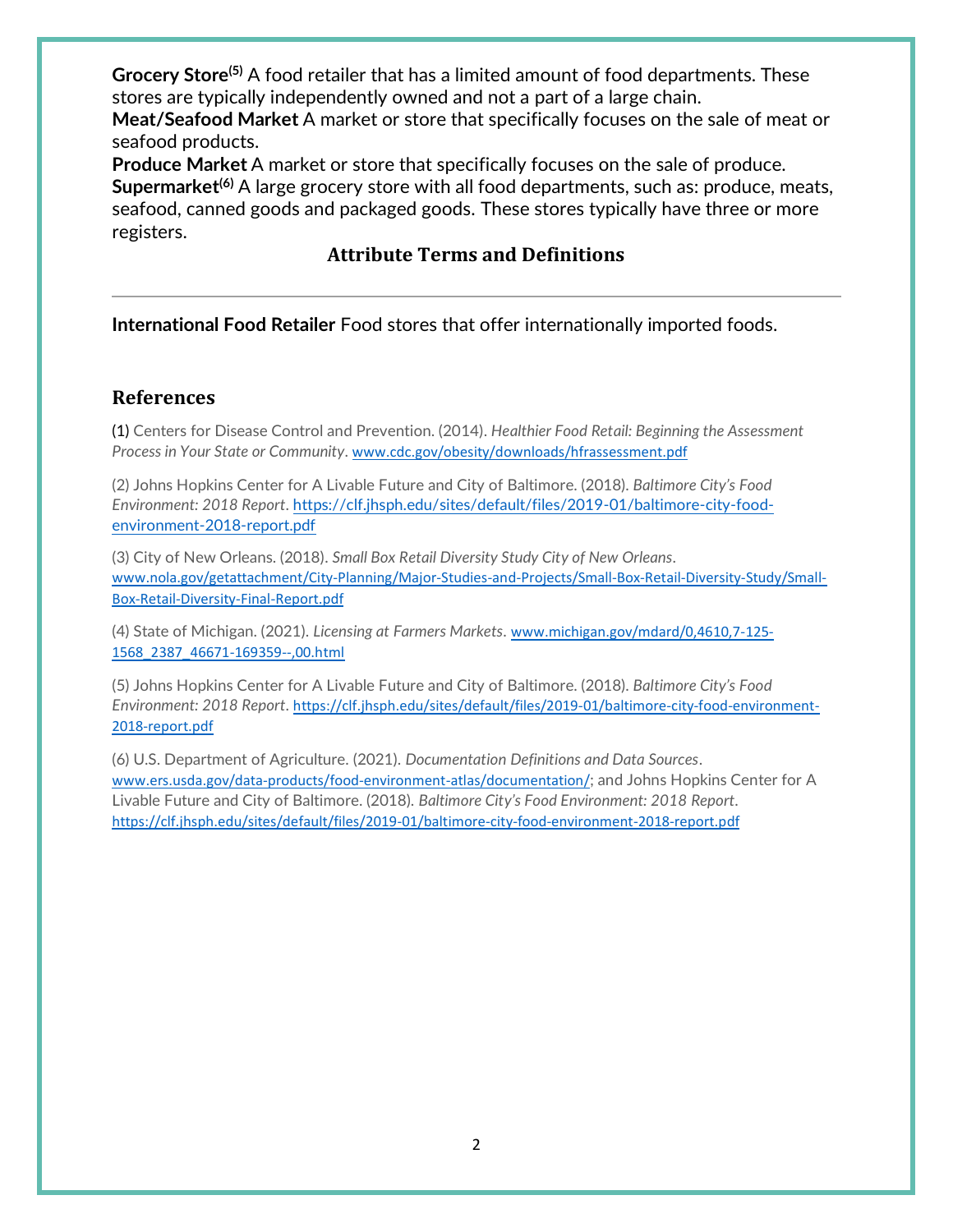**Grocery Store**[5] A food retailer that has a limited amount of food departments. These stores are typically independently owned and not a part of a large chain.

**Meat/Seafood Market** A market or store that specifically focuses on the sale of meat or seafood products.

**Produce Market** A market or store that specifically focuses on the sale of produce.

**Supermarket**[6] A large grocery store with all food departments, such as: produce, meats, seafood, canned goods and packaged goods. These stores typically have three or more registers.

## Attribute Terms and Definitions

---

**International Food Retailer** Food stores that offer internationally imported foods.

## References

(1) Centers for Disease Control and Prevention. (2014). *Healthier Food Retail: Beginning the Assessment Process in Your State or Community*. www.cdc.gov/obesity/downloads/hfrassessment.pdf

(2) Johns Hopkins Center for A Livable Future and City of Baltimore. (2018). *Baltimore City's Food Environment: 2018 Report*. https://clf.jhsph.edu/sites/default/files/2019-01/baltimore-city-food-environment-2018-report.pdf

(3) City of New Orleans. (2018). *Small Box Retail Diversity Study City of New Orleans*. www.nola.gov/getattachment/City-Planning/Major-Studies-and-Projects/Small-Box-Retail-Diversity-Study/Small-Box-Retail-Diversity-Final-Report.pdf

(4) State of Michigan. (2021). *Licensing at Farmers Markets*. www.michigan.gov/mdard/0,4610,7-125-1568_2387_46671-169359--,00.html

(5) Johns Hopkins Center for A Livable Future and City of Baltimore. (2018). *Baltimore City's Food Environment: 2018 Report*. https://clf.jhsph.edu/sites/default/files/2019-01/baltimore-city-food-environment-2018-report.pdf

(6) U.S. Department of Agriculture. (2021). *Documentation Definitions and Data Sources*. www.ers.usda.gov/data-products/food-environment-atlas/documentation/; and Johns Hopkins Center for A Livable Future and City of Baltimore. (2018). *Baltimore City's Food Environment: 2018 Report*. https://clf.jhsph.edu/sites/default/files/2019-01/baltimore-city-food-environment-2018-report.pdf